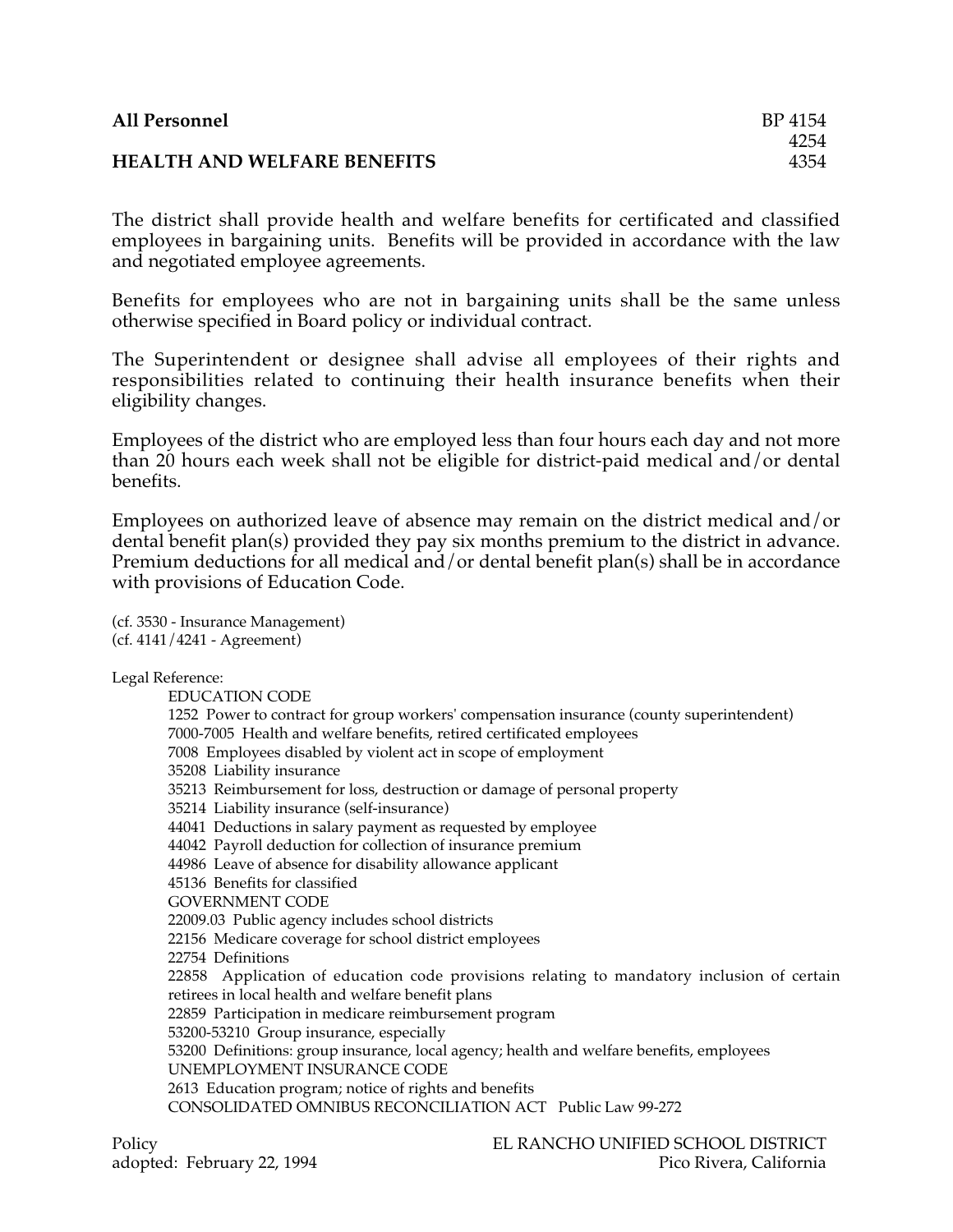**All Personnel** BP 4154
4254
**HEALTH AND WELFARE BENEFITS** 4354

The district shall provide health and welfare benefits for certificated and classified employees in bargaining units. Benefits will be provided in accordance with the law and negotiated employee agreements.

Benefits for employees who are not in bargaining units shall be the same unless otherwise specified in Board policy or individual contract.

The Superintendent or designee shall advise all employees of their rights and responsibilities related to continuing their health insurance benefits when their eligibility changes.

Employees of the district who are employed less than four hours each day and not more than 20 hours each week shall not be eligible for district-paid medical and/or dental benefits.

Employees on authorized leave of absence may remain on the district medical and/or dental benefit plan(s) provided they pay six months premium to the district in advance. Premium deductions for all medical and/or dental benefit plan(s) shall be in accordance with provisions of Education Code.

(cf. 3530 - Insurance Management)
(cf. 4141/4241 - Agreement)

Legal Reference:

EDUCATION CODE
1252 Power to contract for group workers' compensation insurance (county superintendent)
7000-7005 Health and welfare benefits, retired certificated employees
7008 Employees disabled by violent act in scope of employment
35208 Liability insurance
35213 Reimbursement for loss, destruction or damage of personal property
35214 Liability insurance (self-insurance)
44041 Deductions in salary payment as requested by employee
44042 Payroll deduction for collection of insurance premium
44986 Leave of absence for disability allowance applicant
45136 Benefits for classified
GOVERNMENT CODE
22009.03 Public agency includes school districts
22156 Medicare coverage for school district employees
22754 Definitions
22858 Application of education code provisions relating to mandatory inclusion of certain retirees in local health and welfare benefit plans
22859 Participation in medicare reimbursement program
53200-53210 Group insurance, especially
53200 Definitions: group insurance, local agency; health and welfare benefits, employees
UNEMPLOYMENT INSURANCE CODE
2613 Education program; notice of rights and benefits
CONSOLIDATED OMNIBUS RECONCILIATION ACT Public Law 99-272

Policy
adopted: February 22, 1994

EL RANCHO UNIFIED SCHOOL DISTRICT
Pico Rivera, California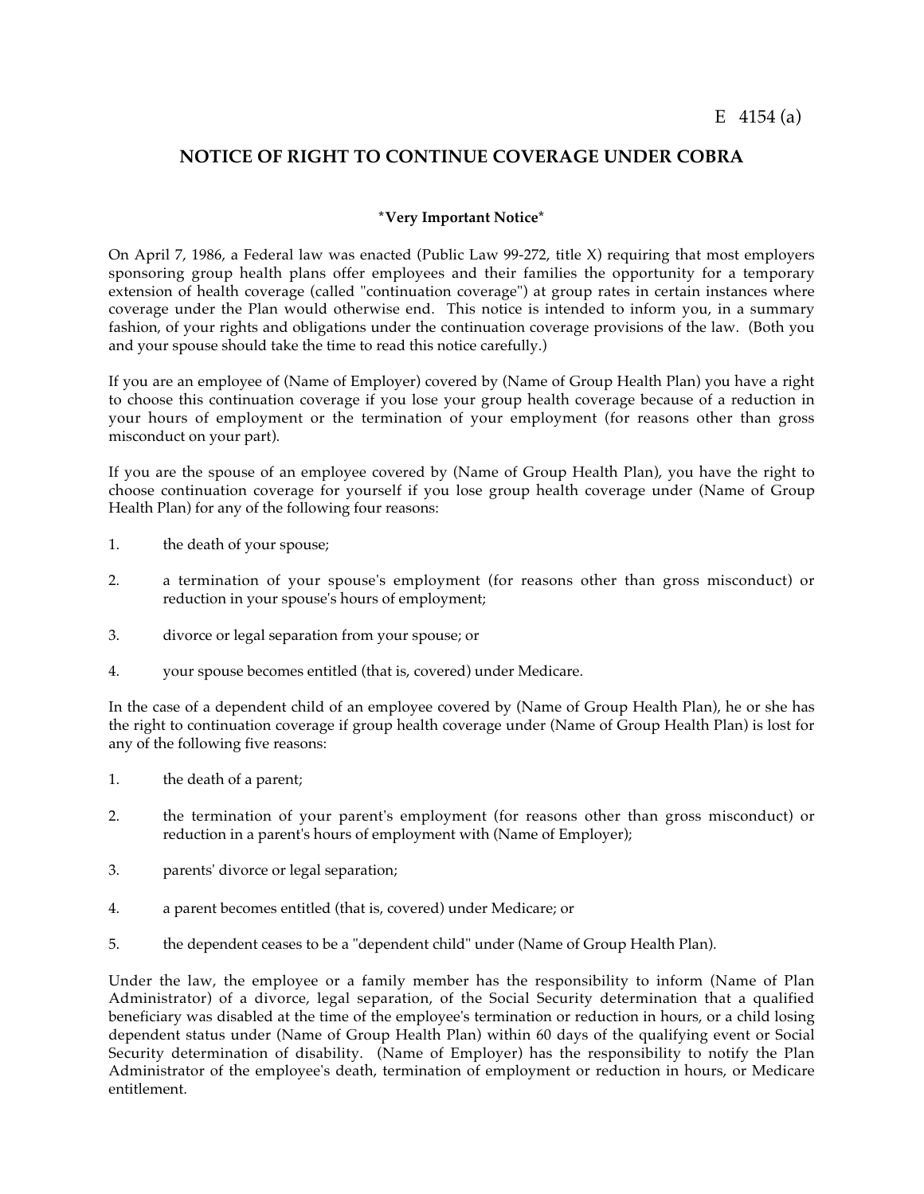E 4154 (a)

## NOTICE OF RIGHT TO CONTINUE COVERAGE UNDER COBRA

**\*Very Important Notice\***

On April 7, 1986, a Federal law was enacted (Public Law 99-272, title X) requiring that most employers sponsoring group health plans offer employees and their families the opportunity for a temporary extension of health coverage (called "continuation coverage") at group rates in certain instances where coverage under the Plan would otherwise end. This notice is intended to inform you, in a summary fashion, of your rights and obligations under the continuation coverage provisions of the law. (Both you and your spouse should take the time to read this notice carefully.)

If you are an employee of (Name of Employer) covered by (Name of Group Health Plan) you have a right to choose this continuation coverage if you lose your group health coverage because of a reduction in your hours of employment or the termination of your employment (for reasons other than gross misconduct on your part).

If you are the spouse of an employee covered by (Name of Group Health Plan), you have the right to choose continuation coverage for yourself if you lose group health coverage under (Name of Group Health Plan) for any of the following four reasons:

1. the death of your spouse;
2. a termination of your spouse's employment (for reasons other than gross misconduct) or reduction in your spouse's hours of employment;
3. divorce or legal separation from your spouse; or
4. your spouse becomes entitled (that is, covered) under Medicare.

In the case of a dependent child of an employee covered by (Name of Group Health Plan), he or she has the right to continuation coverage if group health coverage under (Name of Group Health Plan) is lost for any of the following five reasons:

1. the death of a parent;
2. the termination of your parent's employment (for reasons other than gross misconduct) or reduction in a parent's hours of employment with (Name of Employer);
3. parents' divorce or legal separation;
4. a parent becomes entitled (that is, covered) under Medicare; or
5. the dependent ceases to be a "dependent child" under (Name of Group Health Plan).

Under the law, the employee or a family member has the responsibility to inform (Name of Plan Administrator) of a divorce, legal separation, of the Social Security determination that a qualified beneficiary was disabled at the time of the employee's termination or reduction in hours, or a child losing dependent status under (Name of Group Health Plan) within 60 days of the qualifying event or Social Security determination of disability. (Name of Employer) has the responsibility to notify the Plan Administrator of the employee's death, termination of employment or reduction in hours, or Medicare entitlement.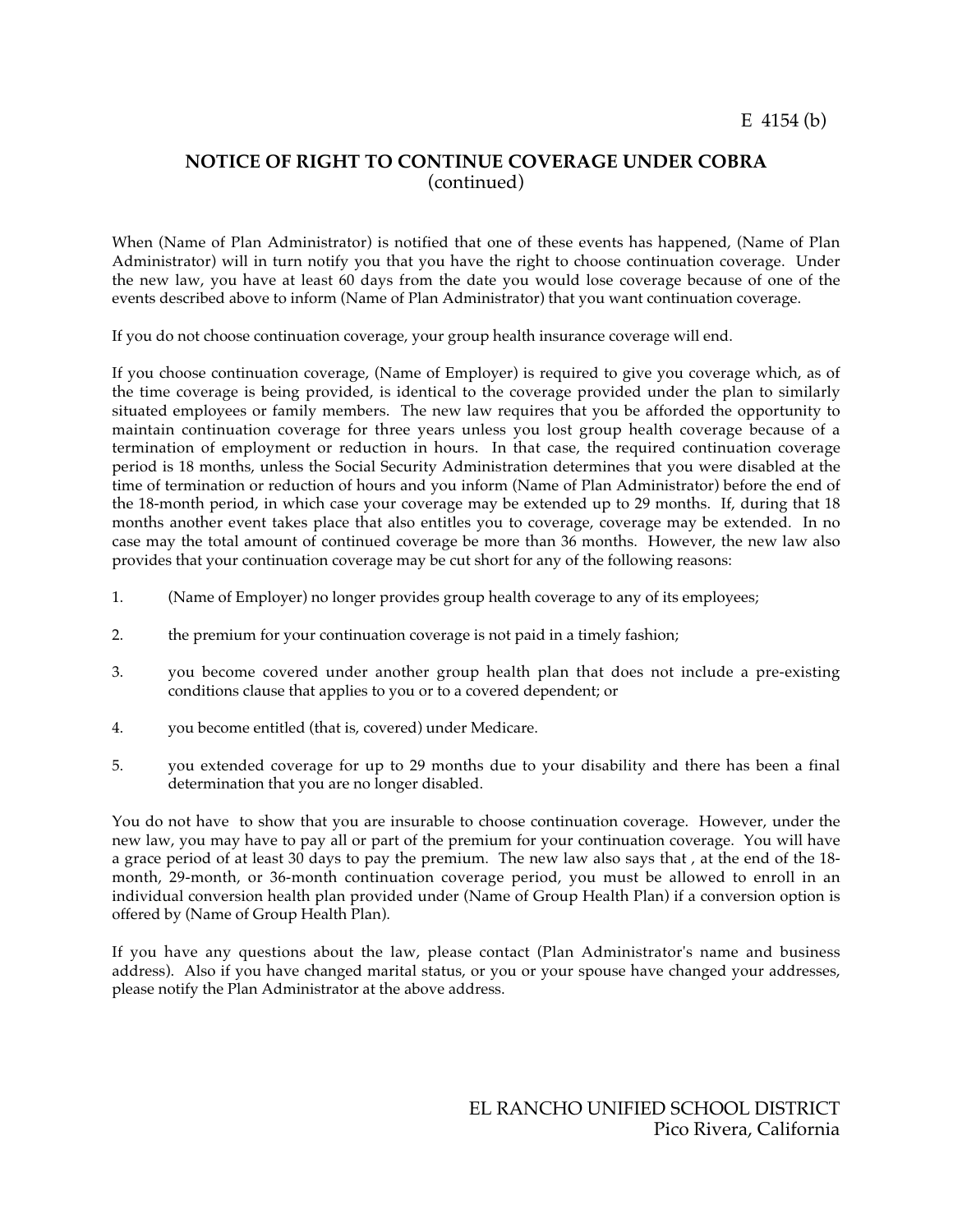E 4154 (b)

## NOTICE OF RIGHT TO CONTINUE COVERAGE UNDER COBRA
(continued)

When (Name of Plan Administrator) is notified that one of these events has happened, (Name of Plan Administrator) will in turn notify you that you have the right to choose continuation coverage. Under the new law, you have at least 60 days from the date you would lose coverage because of one of the events described above to inform (Name of Plan Administrator) that you want continuation coverage.

If you do not choose continuation coverage, your group health insurance coverage will end.

If you choose continuation coverage, (Name of Employer) is required to give you coverage which, as of the time coverage is being provided, is identical to the coverage provided under the plan to similarly situated employees or family members. The new law requires that you be afforded the opportunity to maintain continuation coverage for three years unless you lost group health coverage because of a termination of employment or reduction in hours. In that case, the required continuation coverage period is 18 months, unless the Social Security Administration determines that you were disabled at the time of termination or reduction of hours and you inform (Name of Plan Administrator) before the end of the 18-month period, in which case your coverage may be extended up to 29 months. If, during that 18 months another event takes place that also entitles you to coverage, coverage may be extended. In no case may the total amount of continued coverage be more than 36 months. However, the new law also provides that your continuation coverage may be cut short for any of the following reasons:

1. (Name of Employer) no longer provides group health coverage to any of its employees;
2. the premium for your continuation coverage is not paid in a timely fashion;
3. you become covered under another group health plan that does not include a pre-existing conditions clause that applies to you or to a covered dependent; or
4. you become entitled (that is, covered) under Medicare.
5. you extended coverage for up to 29 months due to your disability and there has been a final determination that you are no longer disabled.

You do not have to show that you are insurable to choose continuation coverage. However, under the new law, you may have to pay all or part of the premium for your continuation coverage. You will have a grace period of at least 30 days to pay the premium. The new law also says that , at the end of the 18-month, 29-month, or 36-month continuation coverage period, you must be allowed to enroll in an individual conversion health plan provided under (Name of Group Health Plan) if a conversion option is offered by (Name of Group Health Plan).

If you have any questions about the law, please contact (Plan Administrator's name and business address). Also if you have changed marital status, or you or your spouse have changed your addresses, please notify the Plan Administrator at the above address.

EL RANCHO UNIFIED SCHOOL DISTRICT
Pico Rivera, California